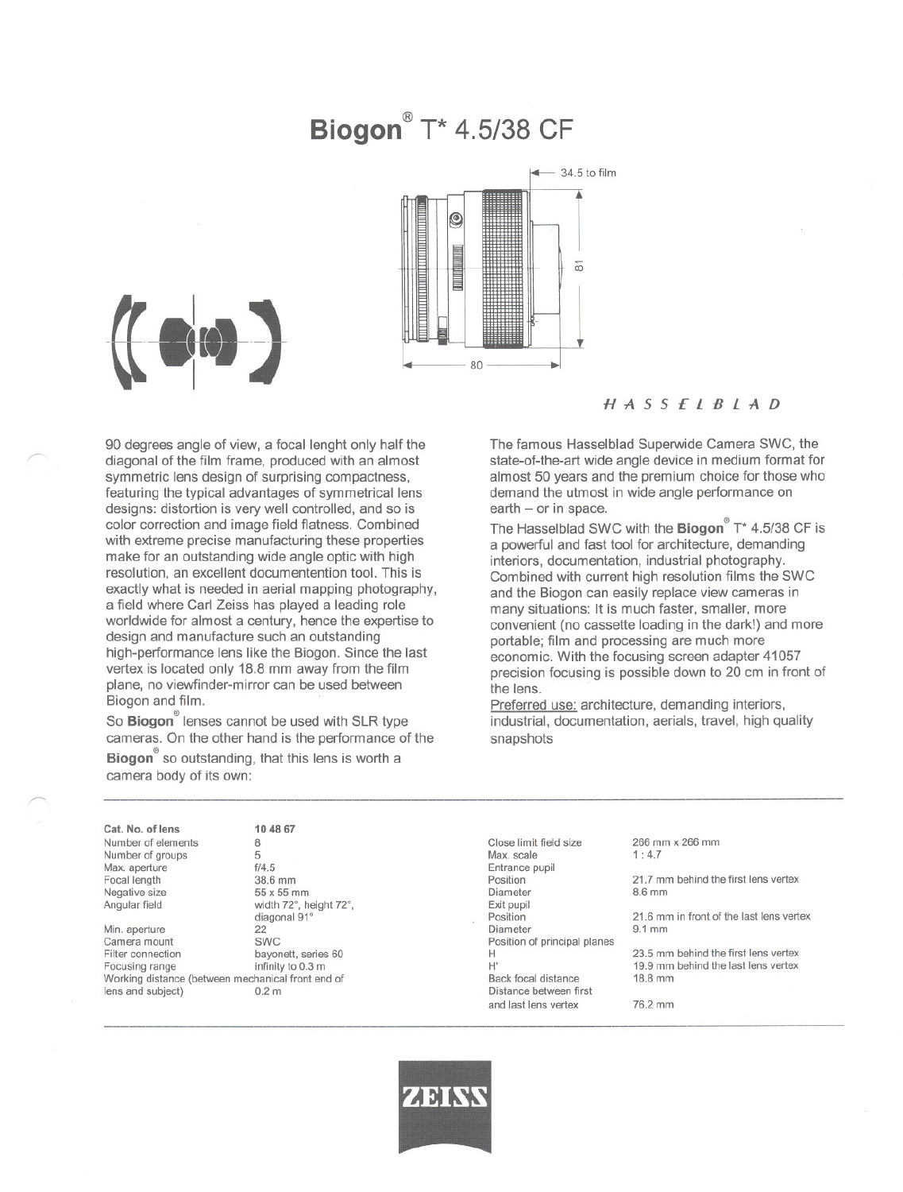# Biogon® T* 4.5/38 CF

34.5 to film

81

80

*HASSELBLAD*

90 degrees angle of view, a focal lenght only half the diagonal of the film frame, produced with an almost symmetric lens design of surprising compactness, featuring the typical advantages of symmetrical lens designs: distortion is very well controlled, and so is color correction and image field flatness. Combined with extreme precise manufacturing these properties make for an outstanding wide angle optic with high resolution, an excellent documententition tool. This is exactly what is needed in aerial mapping photography, a field where Carl Zeiss has played a leading role worldwide for almost a century, hence the expertise to design and manufacture such an outstanding high-performance lens like the Biogon. Since the last vertex is located only 18.8 mm away from the film plane, no viewfinder-mirror can be used between Biogon and film.

So **Biogon**® lenses cannot be used with SLR type cameras. On the other hand is the performance of the **Biogon**® so outstanding, that this lens is worth a camera body of its own:

The famous Hasselblad Superwide Camera SWC, the state-of-the-art wide angle device in medium format for almost 50 years and the premium choice for those who demand the utmost in wide angle performance on earth – or in space.

The Hasselblad SWC with the **Biogon**® T* 4.5/38 CF is a powerful and fast tool for architecture, demanding interiors, documentation, industrial photography. Combined with current high resolution films the SWC and the Biogon can easily replace view cameras in many situations: It is much faster, smaller, more convenient (no cassette loading in the dark!) and more portable; film and processing are much more economic. With the focusing screen adapter 41057 precision focusing is possible down to 20 cm in front of the lens.

Preferred use: architecture, demanding interiors, industrial, documentation, aerials, travel, high quality snapshots

| **Cat. No. of lens** | **10 48 67** |
|---|---|
| Number of elements | 8 |
| Number of groups | 5 |
| Max. aperture | f/4.5 |
| Focal length | 38.6 mm |
| Negative size | 55 x 55 mm |
| Angular field | width 72°, height 72°, diagonal 91° |
| Min. aperture | 22 |
| Camera mount | SWC |
| Filter connection | bayonett, series 60 |
| Focusing range | infinity to 0.3 m |
| Working distance (between mechanical front end of lens and subject) | 0.2 m |

| | |
|---|---|
| Close limit field size | 266 mm x 266 mm |
| Max. scale | 1 : 4.7 |
| Entrance pupil | |
| Position | 21.7 mm behind the first lens vertex |
| Diameter | 8.6 mm |
| Exit pupil | |
| Position | 21.6 mm in front of the last lens vertex |
| Diameter | 9.1 mm |
| Position of principal planes | |
| H | 23.5 mm behind the first lens vertex |
| H' | 19.9 mm behind the last lens vertex |
| Back focal distance | 18.8 mm |
| Distance between first and last lens vertex | 76.2 mm |

ZEISS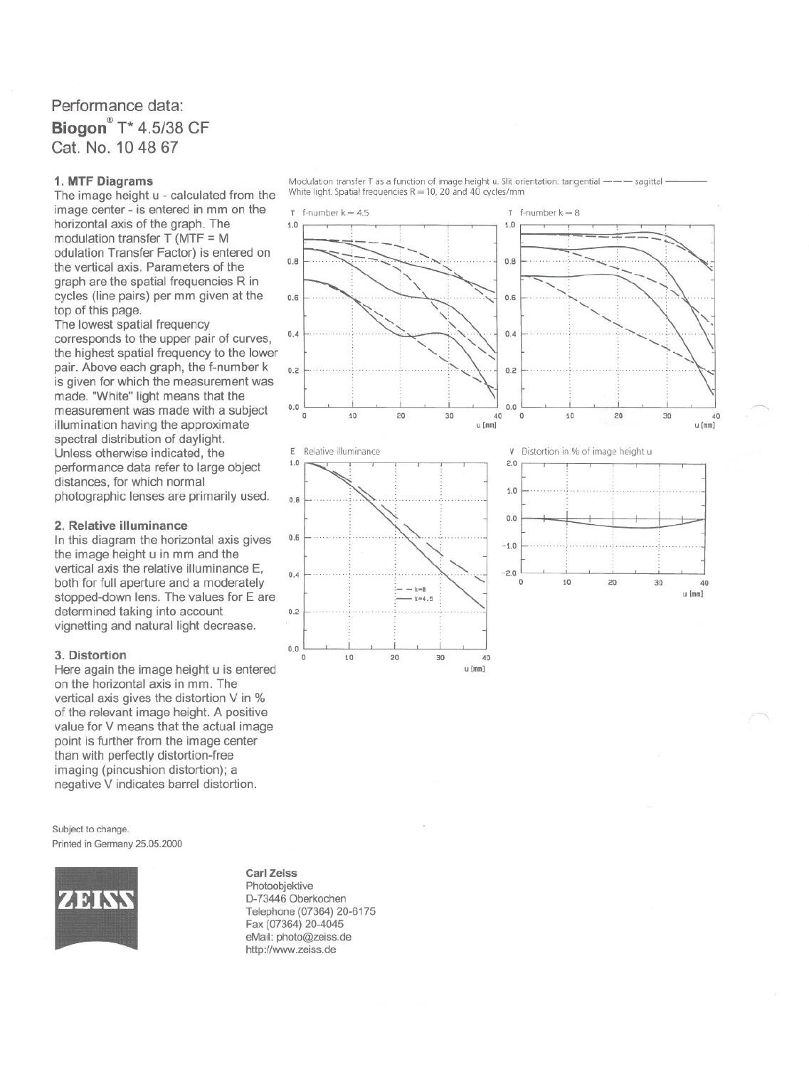Performance data:
**Biogon® T* 4.5/38 CF**
Cat. No. 10 48 67

### 1. MTF Diagrams

The image height u - calculated from the image center - is entered in mm on the horizontal axis of the graph. The modulation transfer T (MTF = M odulation Transfer Factor) is entered on the vertical axis. Parameters of the graph are the spatial frequencies R in cycles (line pairs) per mm given at the top of this page.
The lowest spatial frequency corresponds to the upper pair of curves, the highest spatial frequency to the lower pair. Above each graph, the f-number k is given for which the measurement was made. "White" light means that the measurement was made with a subject illumination having the approximate spectral distribution of daylight.
Unless otherwise indicated, the performance data refer to large object distances, for which normal photographic lenses are primarily used.

### 2. Relative illuminance

In this diagram the horizontal axis gives the image height u in mm and the vertical axis the relative illuminance E, both for full aperture and a moderately stopped-down lens. The values for E are determined taking into account vignetting and natural light decrease.

### 3. Distortion

Here again the image height u is entered on the horizontal axis in mm. The vertical axis gives the distortion V in % of the relevant image height. A positive value for V means that the actual image point is further from the image center than with perfectly distortion-free imaging (pincushion distortion); a negative V indicates barrel distortion.

Modulation transfer T as a function of image height u. Slit orientation: tangential – – – sagittal ———
White light. Spatial frequencies R = 10, 20 and 40 cycles/mm

T f-number k = 4.5
1.0
0.8
0.6
0.4
0.2
0.0
0 10 20 30 40
u [mm]

T f-number k = 8
1.0
0.8
0.6
0.4
0.2
0.0
0 10 20 30 40
u [mm]

E Relative illuminance
1.0
0.8
0.6
0.4
0.2
0.0
0 10 20 30 40
u [mm]
– – k=8
—— k=4.5

V Distortion in % of image height u
2.0
1.0
0.0
-1.0
-2.0
0 10 20 30 40
u [mm]

Subject to change.
Printed in Germany 25.05.2000

ZEISS

**Carl Zeiss**
Photoobjektive
D-73446 Oberkochen
Telephone (07364) 20-6175
Fax (07364) 20-4045
eMail: photo@zeiss.de
http://www.zeiss.de